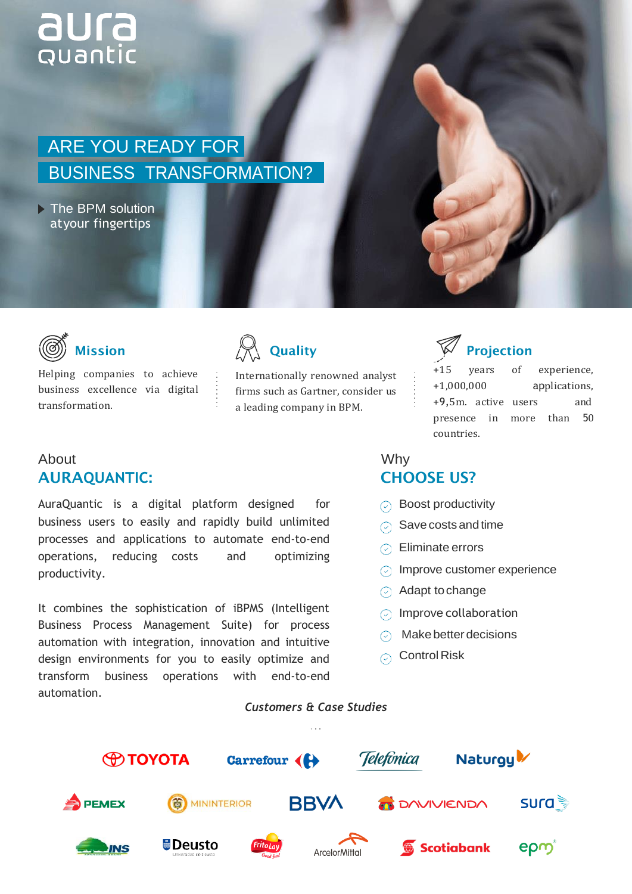aura quantic

# ARE YOU READY FOR BUSINESS TRANSFORMATION?

▶ The BPM solution atyour fingertips

### Mission

Helping companies to achieve business excellence via digital transformation.

### Quality

Internationally renowned analyst firms such as Gartner, consider us a leading company in BPM.

### Projection

+15 years of experience, +1,000,000 applications, +9,5m. active users and presence in more than 50 countries.

## About AURAQUANTIC:

AuraQuantic is a digital platform designed for business users to easily and rapidly build unlimited processes and applications to automate end-to-end operations, reducing costs and optimizing productivity.

It combines the sophistication of iBPMS (Intelligent Business Process Management Suite) for process automation with integration, innovation and intuitive design environments for you to easily optimize and transform business operations with end-to-end automation.

## Why CHOOSE US?

- Boost productivity
- Save costs and time
- Eliminate errors
- Improve customer experience
- Adapt to change
- Improve collaboration
- Make better decisions
- Control Risk

***Customers & Case Studies***

TOYOTA, Carrefour, Telefónica, Naturgy, PEMEX, MININTERIOR, BBVA, DAVIVIENDA, sura, INS, Deusto, FritoLay, ArcelorMittal, Scotiabank, epm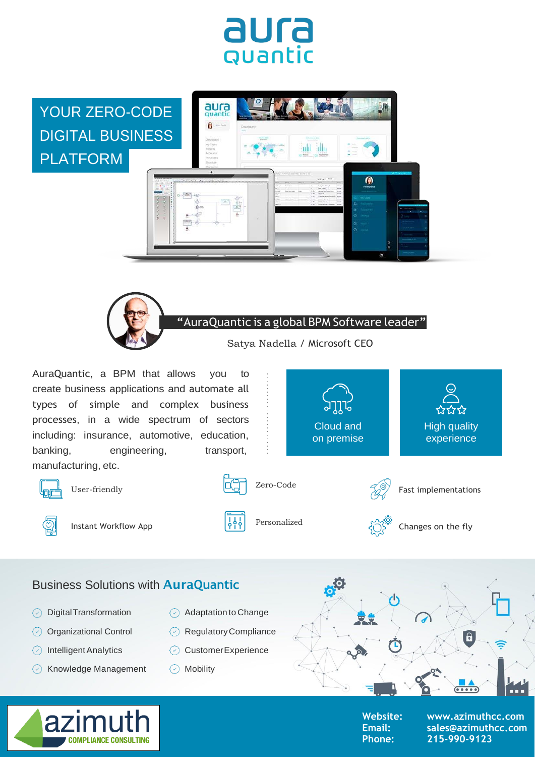# aura quantic

## YOUR ZERO-CODE DIGITAL BUSINESS PLATFORM

"AuraQuantic is a global BPM Software leader"

Satya Nadella / Microsoft CEO

AuraQuantic, a BPM that allows you to create business applications and automate all types of simple and complex business processes, in a wide spectrum of sectors including: insurance, automotive, education, banking, engineering, transport, manufacturing, etc.

- Cloud and on premise
- High quality experience

- User-friendly
- Zero-Code
- Fast implementations
- Instant Workflow App
- Personalized
- Changes on the fly

## Business Solutions with **AuraQuantic**

- Digital Transformation
- Organizational Control
- Intelligent Analytics
- Knowledge Management
- Adaptation to Change
- Regulatory Compliance
- Customer Experience
- Mobility

azimuth COMPLIANCE CONSULTING

**Website:** www.azimuthcc.com
**Email:** sales@azimuthcc.com
**Phone:** 215-990-9123